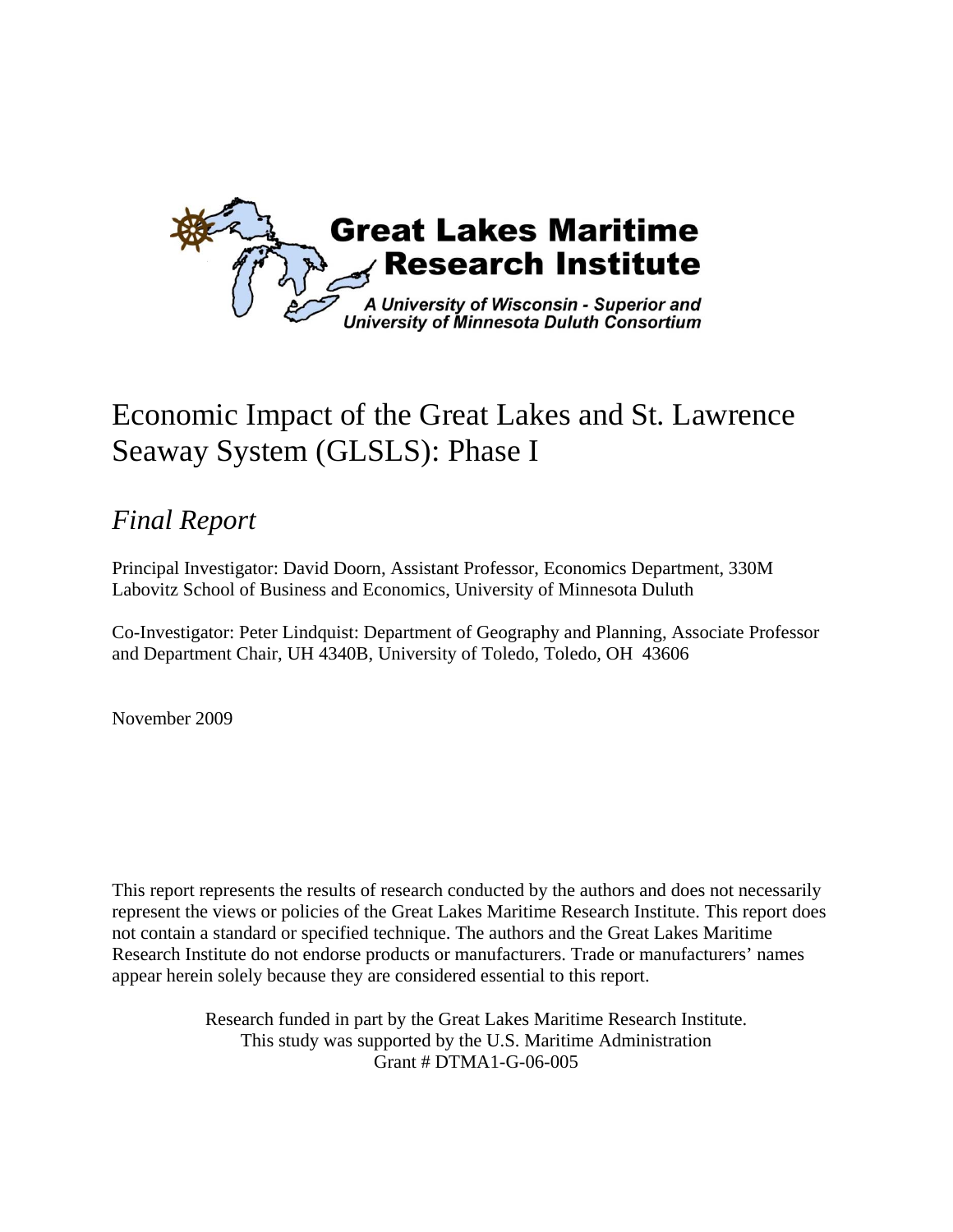Great Lakes Maritime Research Institute

*A University of Wisconsin - Superior and University of Minnesota Duluth Consortium*

# Economic Impact of the Great Lakes and St. Lawrence Seaway System (GLSLS): Phase I

## *Final Report*

Principal Investigator: David Doorn, Assistant Professor, Economics Department, 330M Labovitz School of Business and Economics, University of Minnesota Duluth

Co-Investigator: Peter Lindquist: Department of Geography and Planning, Associate Professor and Department Chair, UH 4340B, University of Toledo, Toledo, OH 43606

November 2009

This report represents the results of research conducted by the authors and does not necessarily represent the views or policies of the Great Lakes Maritime Research Institute. This report does not contain a standard or specified technique. The authors and the Great Lakes Maritime Research Institute do not endorse products or manufacturers. Trade or manufacturers' names appear herein solely because they are considered essential to this report.

Research funded in part by the Great Lakes Maritime Research Institute.
This study was supported by the U.S. Maritime Administration
Grant # DTMA1-G-06-005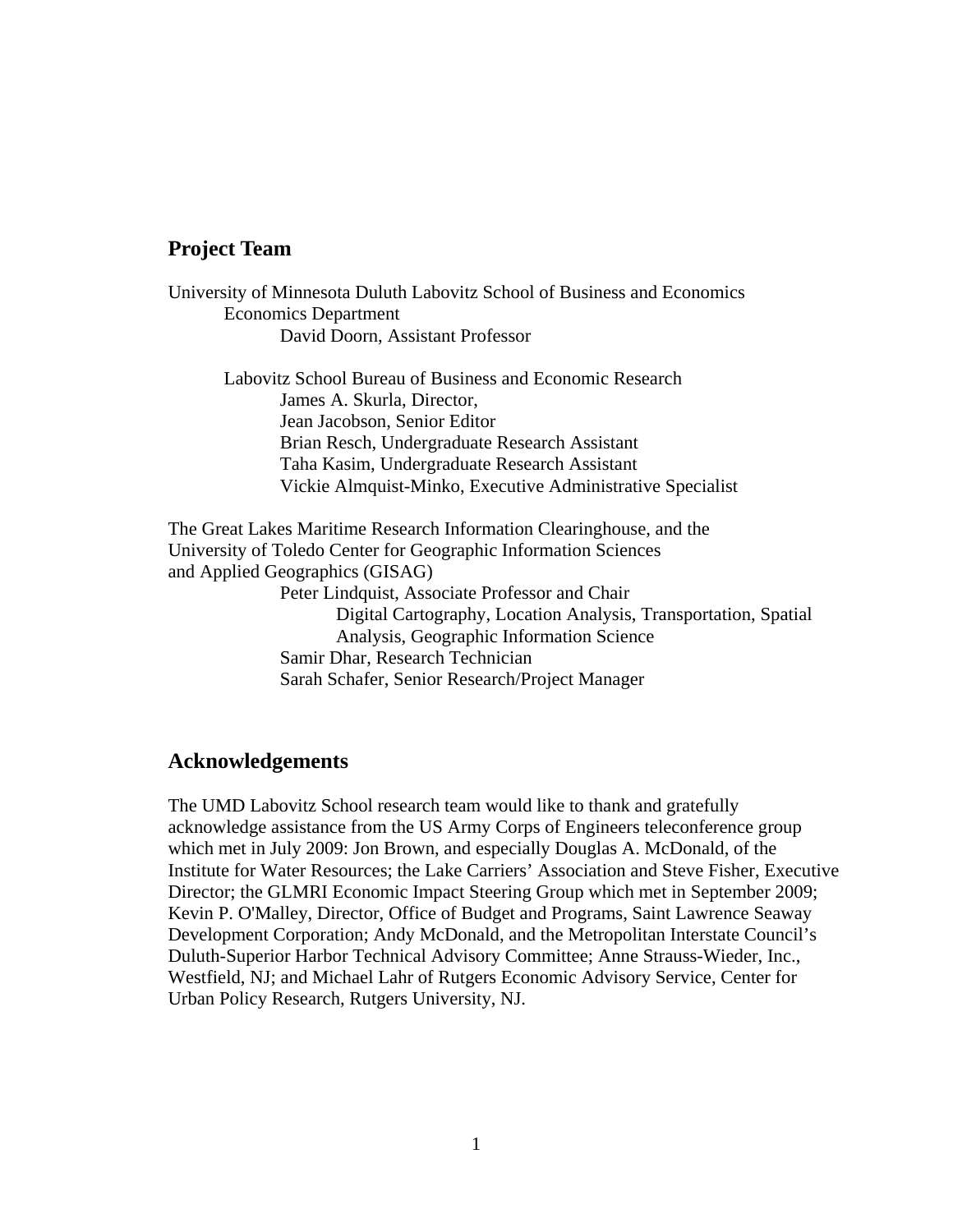## Project Team

University of Minnesota Duluth Labovitz School of Business and Economics
Economics Department
David Doorn, Assistant Professor

Labovitz School Bureau of Business and Economic Research
James A. Skurla, Director,
Jean Jacobson, Senior Editor
Brian Resch, Undergraduate Research Assistant
Taha Kasim, Undergraduate Research Assistant
Vickie Almquist-Minko, Executive Administrative Specialist

The Great Lakes Maritime Research Information Clearinghouse, and the
University of Toledo Center for Geographic Information Sciences
and Applied Geographics (GISAG)
Peter Lindquist, Associate Professor and Chair
Digital Cartography, Location Analysis, Transportation, Spatial Analysis, Geographic Information Science
Samir Dhar, Research Technician
Sarah Schafer, Senior Research/Project Manager

## Acknowledgements

The UMD Labovitz School research team would like to thank and gratefully acknowledge assistance from the US Army Corps of Engineers teleconference group which met in July 2009: Jon Brown, and especially Douglas A. McDonald, of the Institute for Water Resources; the Lake Carriers' Association and Steve Fisher, Executive Director; the GLMRI Economic Impact Steering Group which met in September 2009; Kevin P. O'Malley, Director, Office of Budget and Programs, Saint Lawrence Seaway Development Corporation; Andy McDonald, and the Metropolitan Interstate Council's Duluth-Superior Harbor Technical Advisory Committee; Anne Strauss-Wieder, Inc., Westfield, NJ; and Michael Lahr of Rutgers Economic Advisory Service, Center for Urban Policy Research, Rutgers University, NJ.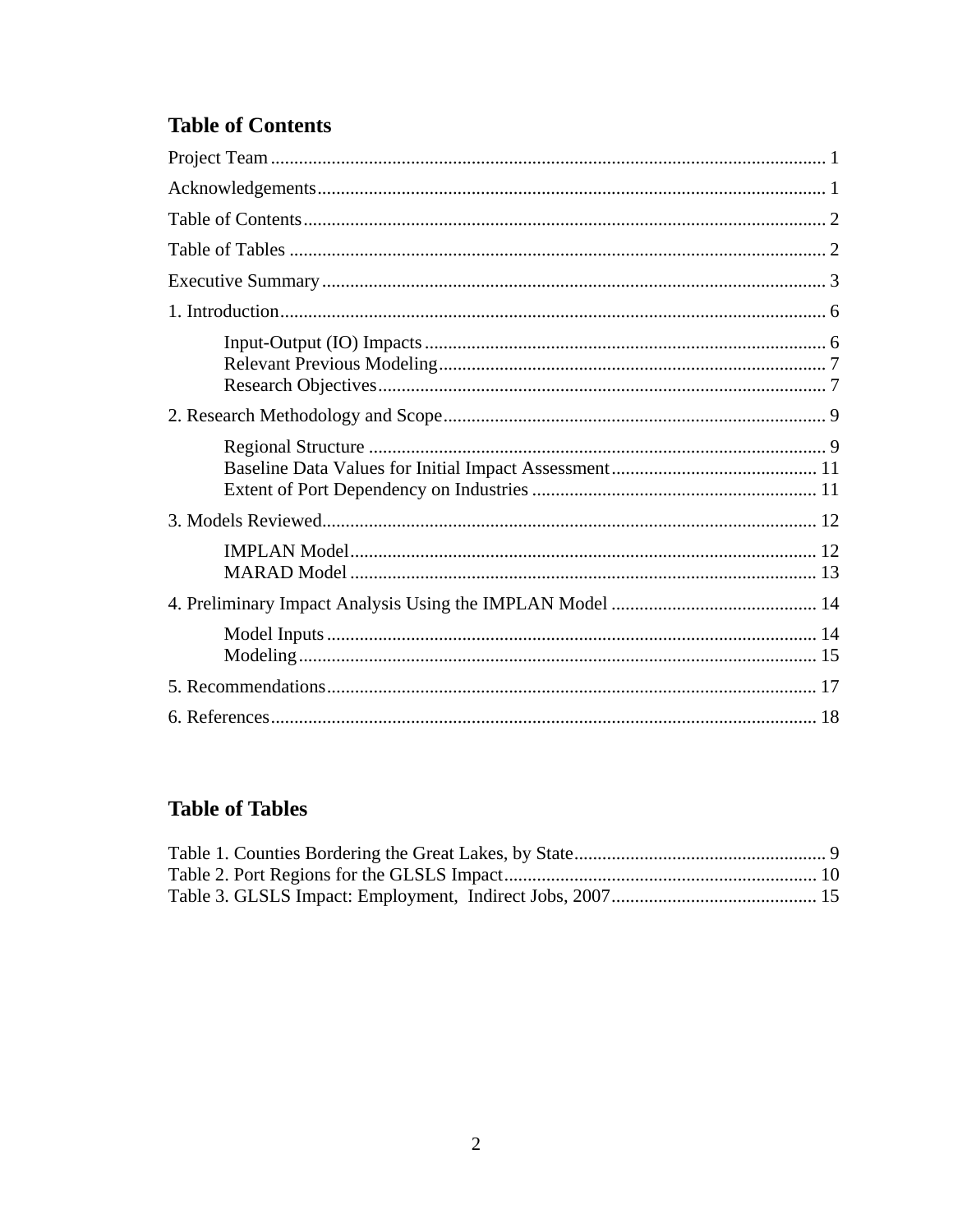## Table of Contents

Project Team ........................................................................................................ 1

Acknowledgements ................................................................................................ 1

Table of Contents ................................................................................................... 2

Table of Tables ....................................................................................................... 2

Executive Summary ................................................................................................ 3

1. Introduction ........................................................................................................ 6

- Input-Output (IO) Impacts ................................................................................ 6
- Relevant Previous Modeling .............................................................................. 7
- Research Objectives .......................................................................................... 7

2. Research Methodology and Scope ..................................................................... 9

- Regional Structure ............................................................................................ 9
- Baseline Data Values for Initial Impact Assessment ........................................ 11
- Extent of Port Dependency on Industries ......................................................... 11

3. Models Reviewed .............................................................................................. 12

- IMPLAN Model ................................................................................................ 12
- MARAD Model ................................................................................................ 13

4. Preliminary Impact Analysis Using the IMPLAN Model .................................. 14

- Model Inputs .................................................................................................... 14
- Modeling .......................................................................................................... 15

5. Recommendations ............................................................................................. 17

6. References ......................................................................................................... 18

## Table of Tables

Table 1. Counties Bordering the Great Lakes, by State ........................................... 9
Table 2. Port Regions for the GLSLS Impact .......................................................... 10
Table 3. GLSLS Impact: Employment, Indirect Jobs, 2007 .................................... 15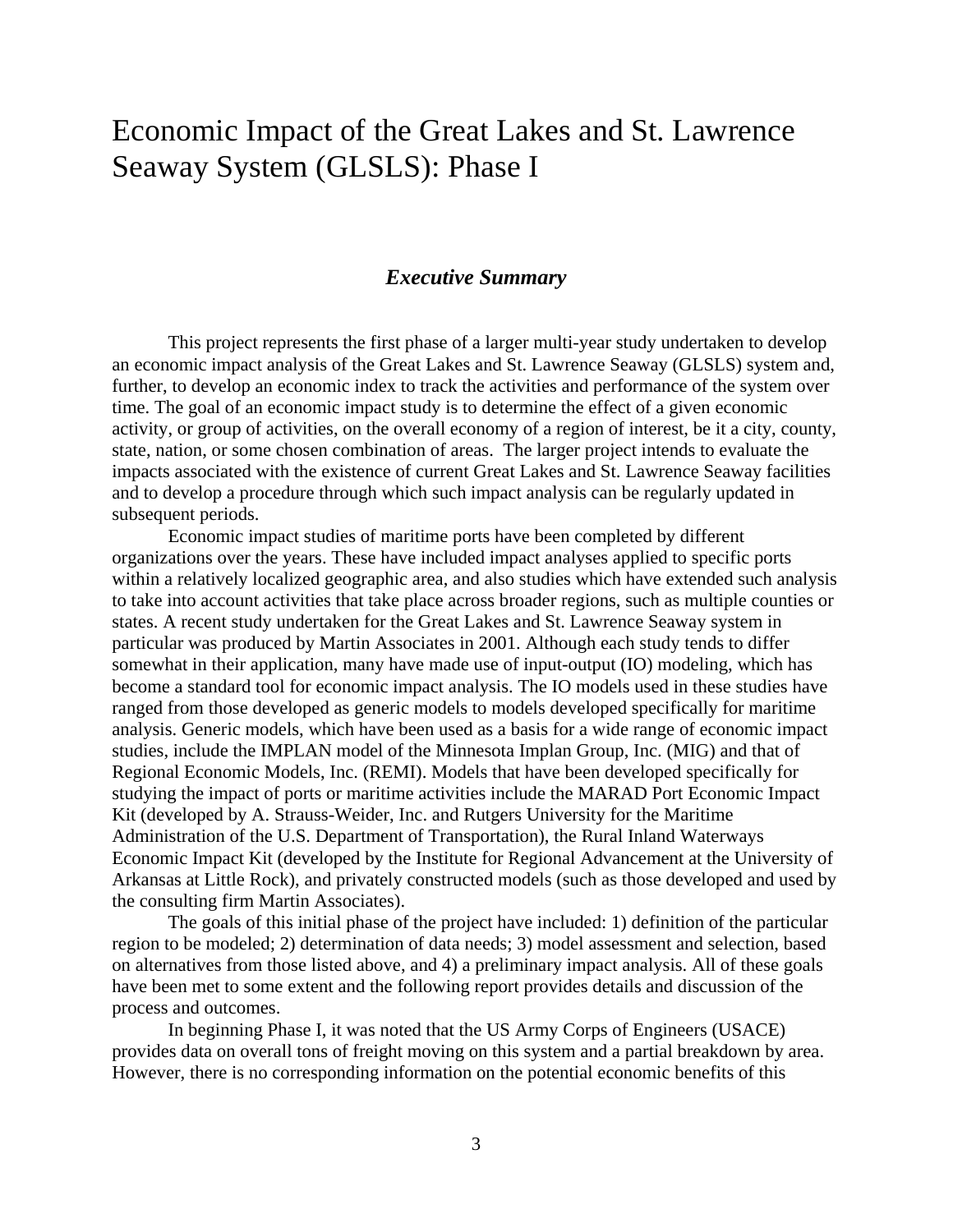# Economic Impact of the Great Lakes and St. Lawrence Seaway System (GLSLS): Phase I

## *Executive Summary*

This project represents the first phase of a larger multi-year study undertaken to develop an economic impact analysis of the Great Lakes and St. Lawrence Seaway (GLSLS) system and, further, to develop an economic index to track the activities and performance of the system over time. The goal of an economic impact study is to determine the effect of a given economic activity, or group of activities, on the overall economy of a region of interest, be it a city, county, state, nation, or some chosen combination of areas. The larger project intends to evaluate the impacts associated with the existence of current Great Lakes and St. Lawrence Seaway facilities and to develop a procedure through which such impact analysis can be regularly updated in subsequent periods.

Economic impact studies of maritime ports have been completed by different organizations over the years. These have included impact analyses applied to specific ports within a relatively localized geographic area, and also studies which have extended such analysis to take into account activities that take place across broader regions, such as multiple counties or states. A recent study undertaken for the Great Lakes and St. Lawrence Seaway system in particular was produced by Martin Associates in 2001. Although each study tends to differ somewhat in their application, many have made use of input-output (IO) modeling, which has become a standard tool for economic impact analysis. The IO models used in these studies have ranged from those developed as generic models to models developed specifically for maritime analysis. Generic models, which have been used as a basis for a wide range of economic impact studies, include the IMPLAN model of the Minnesota Implan Group, Inc. (MIG) and that of Regional Economic Models, Inc. (REMI). Models that have been developed specifically for studying the impact of ports or maritime activities include the MARAD Port Economic Impact Kit (developed by A. Strauss-Weider, Inc. and Rutgers University for the Maritime Administration of the U.S. Department of Transportation), the Rural Inland Waterways Economic Impact Kit (developed by the Institute for Regional Advancement at the University of Arkansas at Little Rock), and privately constructed models (such as those developed and used by the consulting firm Martin Associates).

The goals of this initial phase of the project have included: 1) definition of the particular region to be modeled; 2) determination of data needs; 3) model assessment and selection, based on alternatives from those listed above, and 4) a preliminary impact analysis. All of these goals have been met to some extent and the following report provides details and discussion of the process and outcomes.

In beginning Phase I, it was noted that the US Army Corps of Engineers (USACE) provides data on overall tons of freight moving on this system and a partial breakdown by area. However, there is no corresponding information on the potential economic benefits of this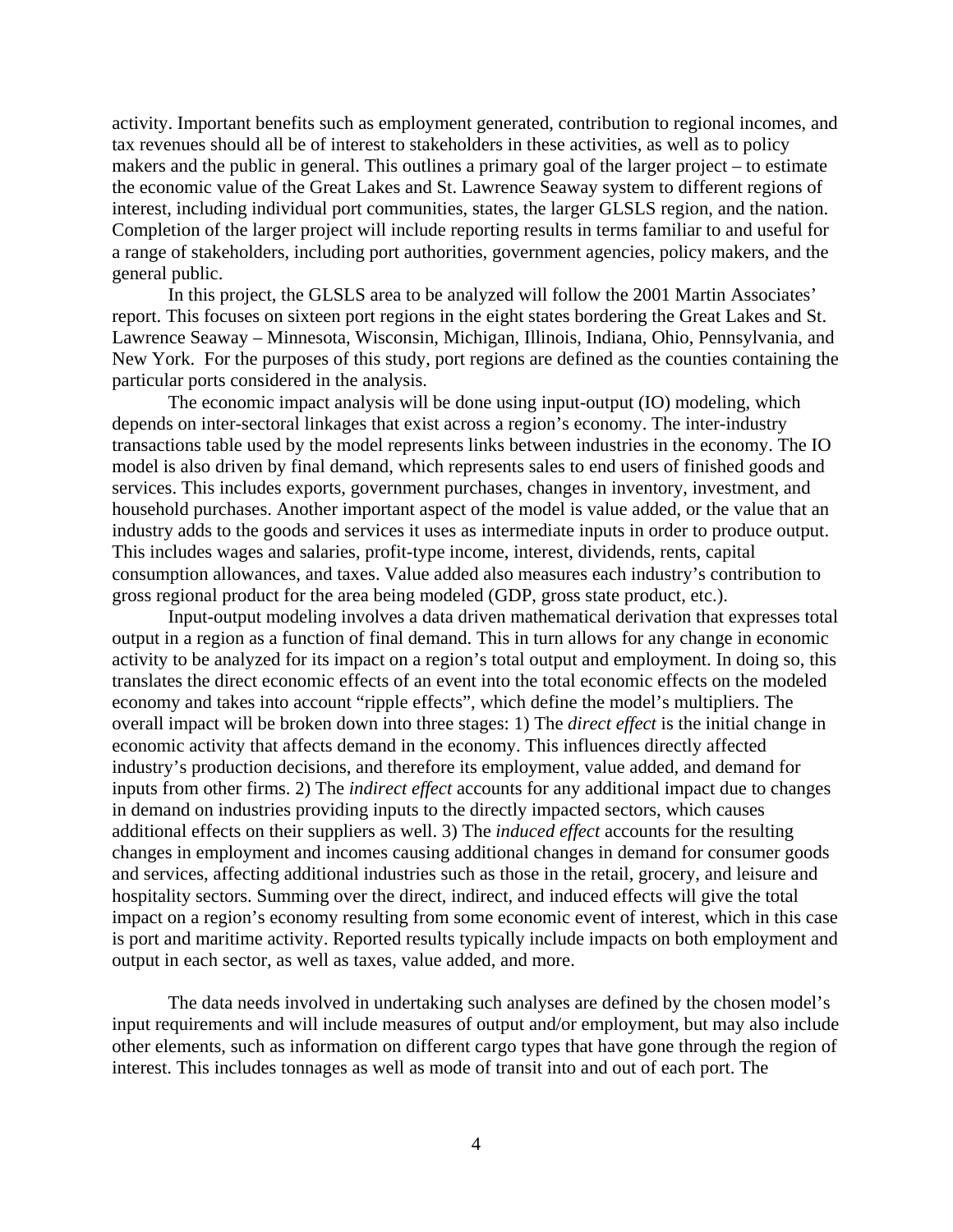activity. Important benefits such as employment generated, contribution to regional incomes, and tax revenues should all be of interest to stakeholders in these activities, as well as to policy makers and the public in general. This outlines a primary goal of the larger project – to estimate the economic value of the Great Lakes and St. Lawrence Seaway system to different regions of interest, including individual port communities, states, the larger GLSLS region, and the nation. Completion of the larger project will include reporting results in terms familiar to and useful for a range of stakeholders, including port authorities, government agencies, policy makers, and the general public.

In this project, the GLSLS area to be analyzed will follow the 2001 Martin Associates' report. This focuses on sixteen port regions in the eight states bordering the Great Lakes and St. Lawrence Seaway – Minnesota, Wisconsin, Michigan, Illinois, Indiana, Ohio, Pennsylvania, and New York. For the purposes of this study, port regions are defined as the counties containing the particular ports considered in the analysis.

The economic impact analysis will be done using input-output (IO) modeling, which depends on inter-sectoral linkages that exist across a region's economy. The inter-industry transactions table used by the model represents links between industries in the economy. The IO model is also driven by final demand, which represents sales to end users of finished goods and services. This includes exports, government purchases, changes in inventory, investment, and household purchases. Another important aspect of the model is value added, or the value that an industry adds to the goods and services it uses as intermediate inputs in order to produce output. This includes wages and salaries, profit-type income, interest, dividends, rents, capital consumption allowances, and taxes. Value added also measures each industry's contribution to gross regional product for the area being modeled (GDP, gross state product, etc.).

Input-output modeling involves a data driven mathematical derivation that expresses total output in a region as a function of final demand. This in turn allows for any change in economic activity to be analyzed for its impact on a region's total output and employment. In doing so, this translates the direct economic effects of an event into the total economic effects on the modeled economy and takes into account "ripple effects", which define the model's multipliers. The overall impact will be broken down into three stages: 1) The *direct effect* is the initial change in economic activity that affects demand in the economy. This influences directly affected industry's production decisions, and therefore its employment, value added, and demand for inputs from other firms. 2) The *indirect effect* accounts for any additional impact due to changes in demand on industries providing inputs to the directly impacted sectors, which causes additional effects on their suppliers as well. 3) The *induced effect* accounts for the resulting changes in employment and incomes causing additional changes in demand for consumer goods and services, affecting additional industries such as those in the retail, grocery, and leisure and hospitality sectors. Summing over the direct, indirect, and induced effects will give the total impact on a region's economy resulting from some economic event of interest, which in this case is port and maritime activity. Reported results typically include impacts on both employment and output in each sector, as well as taxes, value added, and more.

The data needs involved in undertaking such analyses are defined by the chosen model's input requirements and will include measures of output and/or employment, but may also include other elements, such as information on different cargo types that have gone through the region of interest. This includes tonnages as well as mode of transit into and out of each port. The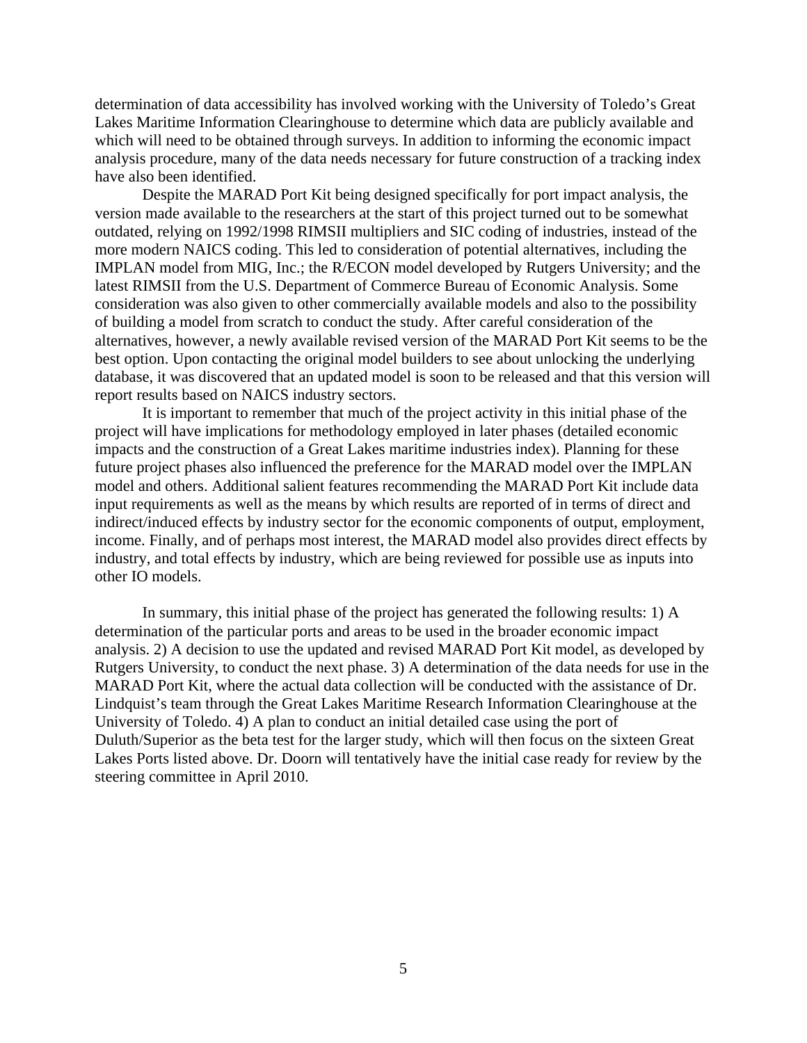determination of data accessibility has involved working with the University of Toledo's Great Lakes Maritime Information Clearinghouse to determine which data are publicly available and which will need to be obtained through surveys. In addition to informing the economic impact analysis procedure, many of the data needs necessary for future construction of a tracking index have also been identified.

Despite the MARAD Port Kit being designed specifically for port impact analysis, the version made available to the researchers at the start of this project turned out to be somewhat outdated, relying on 1992/1998 RIMSII multipliers and SIC coding of industries, instead of the more modern NAICS coding. This led to consideration of potential alternatives, including the IMPLAN model from MIG, Inc.; the R/ECON model developed by Rutgers University; and the latest RIMSII from the U.S. Department of Commerce Bureau of Economic Analysis. Some consideration was also given to other commercially available models and also to the possibility of building a model from scratch to conduct the study. After careful consideration of the alternatives, however, a newly available revised version of the MARAD Port Kit seems to be the best option. Upon contacting the original model builders to see about unlocking the underlying database, it was discovered that an updated model is soon to be released and that this version will report results based on NAICS industry sectors.

It is important to remember that much of the project activity in this initial phase of the project will have implications for methodology employed in later phases (detailed economic impacts and the construction of a Great Lakes maritime industries index). Planning for these future project phases also influenced the preference for the MARAD model over the IMPLAN model and others. Additional salient features recommending the MARAD Port Kit include data input requirements as well as the means by which results are reported of in terms of direct and indirect/induced effects by industry sector for the economic components of output, employment, income. Finally, and of perhaps most interest, the MARAD model also provides direct effects by industry, and total effects by industry, which are being reviewed for possible use as inputs into other IO models.

In summary, this initial phase of the project has generated the following results: 1) A determination of the particular ports and areas to be used in the broader economic impact analysis. 2) A decision to use the updated and revised MARAD Port Kit model, as developed by Rutgers University, to conduct the next phase. 3) A determination of the data needs for use in the MARAD Port Kit, where the actual data collection will be conducted with the assistance of Dr. Lindquist's team through the Great Lakes Maritime Research Information Clearinghouse at the University of Toledo. 4) A plan to conduct an initial detailed case using the port of Duluth/Superior as the beta test for the larger study, which will then focus on the sixteen Great Lakes Ports listed above. Dr. Doorn will tentatively have the initial case ready for review by the steering committee in April 2010.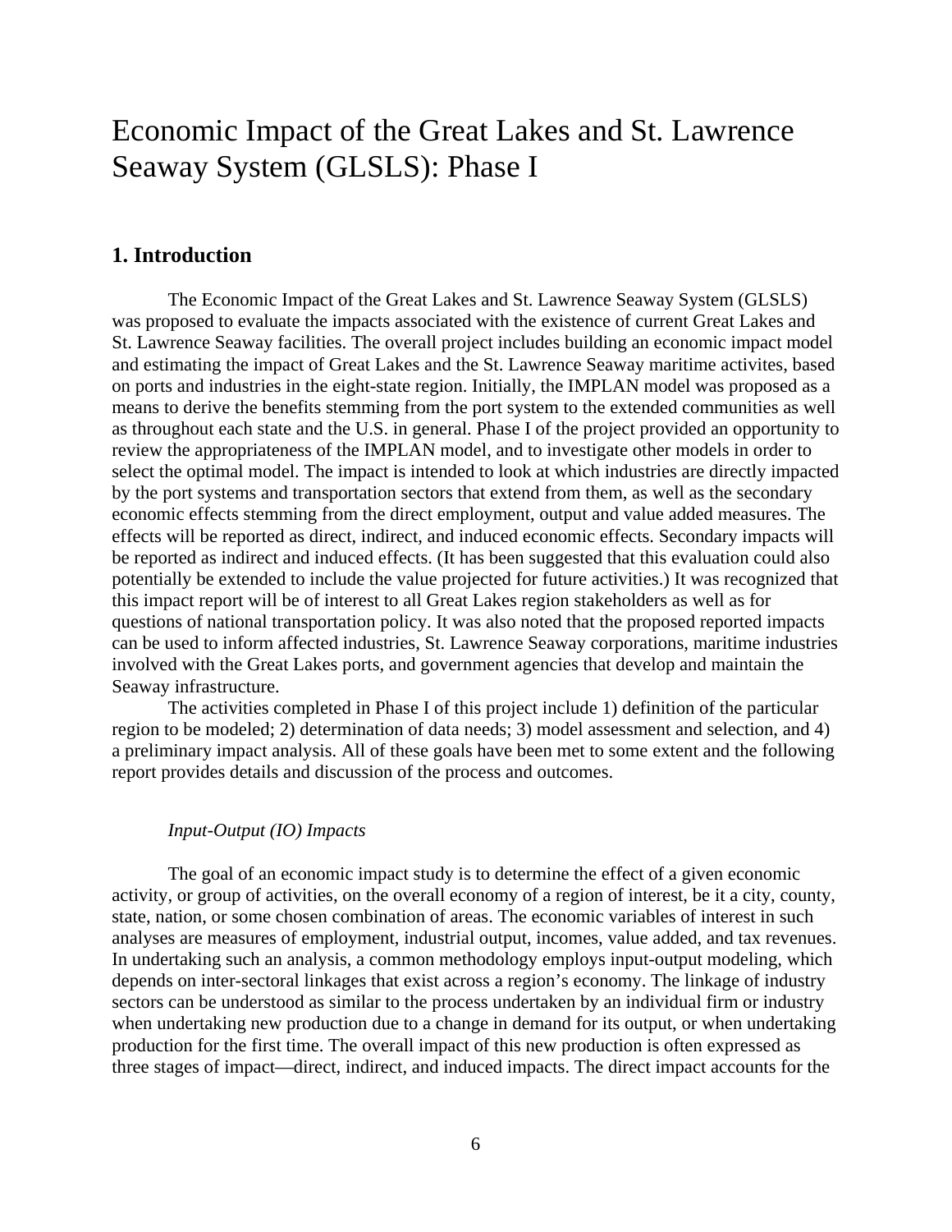# Economic Impact of the Great Lakes and St. Lawrence Seaway System (GLSLS): Phase I

## 1. Introduction

The Economic Impact of the Great Lakes and St. Lawrence Seaway System (GLSLS) was proposed to evaluate the impacts associated with the existence of current Great Lakes and St. Lawrence Seaway facilities. The overall project includes building an economic impact model and estimating the impact of Great Lakes and the St. Lawrence Seaway maritime activites, based on ports and industries in the eight-state region. Initially, the IMPLAN model was proposed as a means to derive the benefits stemming from the port system to the extended communities as well as throughout each state and the U.S. in general. Phase I of the project provided an opportunity to review the appropriateness of the IMPLAN model, and to investigate other models in order to select the optimal model. The impact is intended to look at which industries are directly impacted by the port systems and transportation sectors that extend from them, as well as the secondary economic effects stemming from the direct employment, output and value added measures. The effects will be reported as direct, indirect, and induced economic effects. Secondary impacts will be reported as indirect and induced effects. (It has been suggested that this evaluation could also potentially be extended to include the value projected for future activities.) It was recognized that this impact report will be of interest to all Great Lakes region stakeholders as well as for questions of national transportation policy. It was also noted that the proposed reported impacts can be used to inform affected industries, St. Lawrence Seaway corporations, maritime industries involved with the Great Lakes ports, and government agencies that develop and maintain the Seaway infrastructure.

The activities completed in Phase I of this project include 1) definition of the particular region to be modeled; 2) determination of data needs; 3) model assessment and selection, and 4) a preliminary impact analysis. All of these goals have been met to some extent and the following report provides details and discussion of the process and outcomes.

*Input-Output (IO) Impacts*

The goal of an economic impact study is to determine the effect of a given economic activity, or group of activities, on the overall economy of a region of interest, be it a city, county, state, nation, or some chosen combination of areas. The economic variables of interest in such analyses are measures of employment, industrial output, incomes, value added, and tax revenues. In undertaking such an analysis, a common methodology employs input-output modeling, which depends on inter-sectoral linkages that exist across a region's economy. The linkage of industry sectors can be understood as similar to the process undertaken by an individual firm or industry when undertaking new production due to a change in demand for its output, or when undertaking production for the first time. The overall impact of this new production is often expressed as three stages of impact—direct, indirect, and induced impacts. The direct impact accounts for the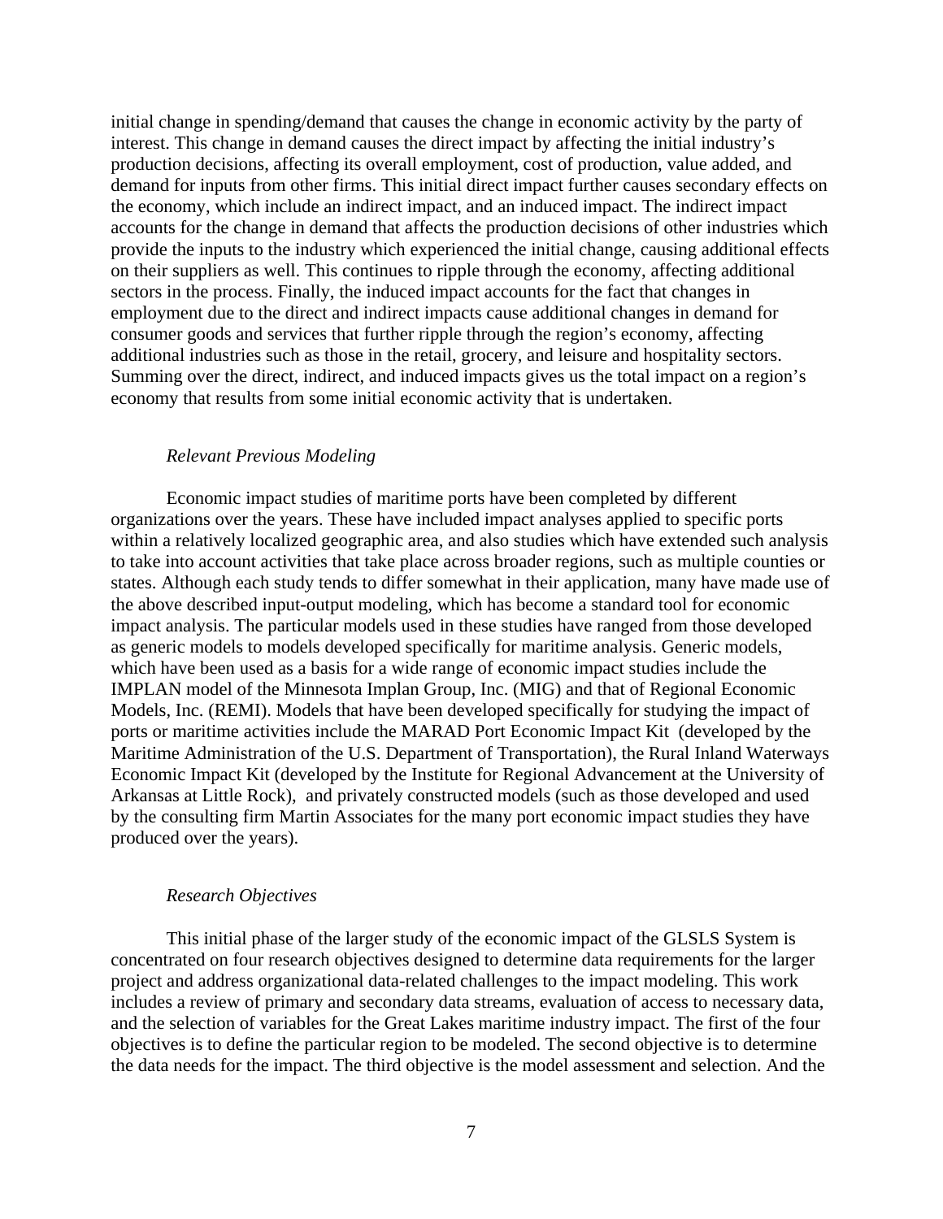initial change in spending/demand that causes the change in economic activity by the party of interest. This change in demand causes the direct impact by affecting the initial industry's production decisions, affecting its overall employment, cost of production, value added, and demand for inputs from other firms. This initial direct impact further causes secondary effects on the economy, which include an indirect impact, and an induced impact. The indirect impact accounts for the change in demand that affects the production decisions of other industries which provide the inputs to the industry which experienced the initial change, causing additional effects on their suppliers as well. This continues to ripple through the economy, affecting additional sectors in the process. Finally, the induced impact accounts for the fact that changes in employment due to the direct and indirect impacts cause additional changes in demand for consumer goods and services that further ripple through the region's economy, affecting additional industries such as those in the retail, grocery, and leisure and hospitality sectors. Summing over the direct, indirect, and induced impacts gives us the total impact on a region's economy that results from some initial economic activity that is undertaken.

### *Relevant Previous Modeling*

Economic impact studies of maritime ports have been completed by different organizations over the years. These have included impact analyses applied to specific ports within a relatively localized geographic area, and also studies which have extended such analysis to take into account activities that take place across broader regions, such as multiple counties or states. Although each study tends to differ somewhat in their application, many have made use of the above described input-output modeling, which has become a standard tool for economic impact analysis. The particular models used in these studies have ranged from those developed as generic models to models developed specifically for maritime analysis. Generic models, which have been used as a basis for a wide range of economic impact studies include the IMPLAN model of the Minnesota Implan Group, Inc. (MIG) and that of Regional Economic Models, Inc. (REMI). Models that have been developed specifically for studying the impact of ports or maritime activities include the MARAD Port Economic Impact Kit (developed by the Maritime Administration of the U.S. Department of Transportation), the Rural Inland Waterways Economic Impact Kit (developed by the Institute for Regional Advancement at the University of Arkansas at Little Rock), and privately constructed models (such as those developed and used by the consulting firm Martin Associates for the many port economic impact studies they have produced over the years).

### *Research Objectives*

This initial phase of the larger study of the economic impact of the GLSLS System is concentrated on four research objectives designed to determine data requirements for the larger project and address organizational data-related challenges to the impact modeling. This work includes a review of primary and secondary data streams, evaluation of access to necessary data, and the selection of variables for the Great Lakes maritime industry impact. The first of the four objectives is to define the particular region to be modeled. The second objective is to determine the data needs for the impact. The third objective is the model assessment and selection. And the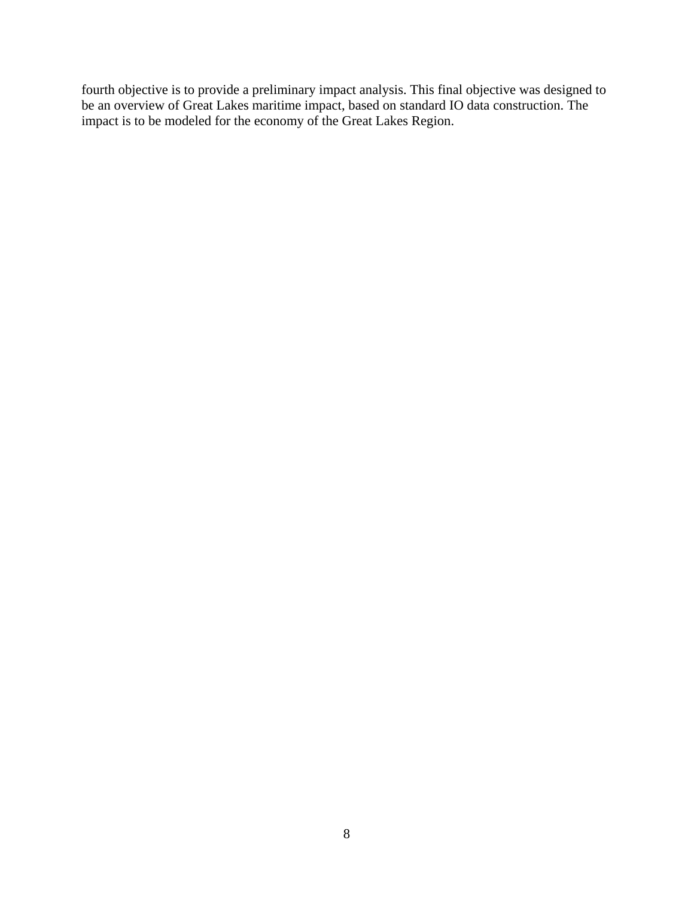fourth objective is to provide a preliminary impact analysis. This final objective was designed to be an overview of Great Lakes maritime impact, based on standard IO data construction. The impact is to be modeled for the economy of the Great Lakes Region.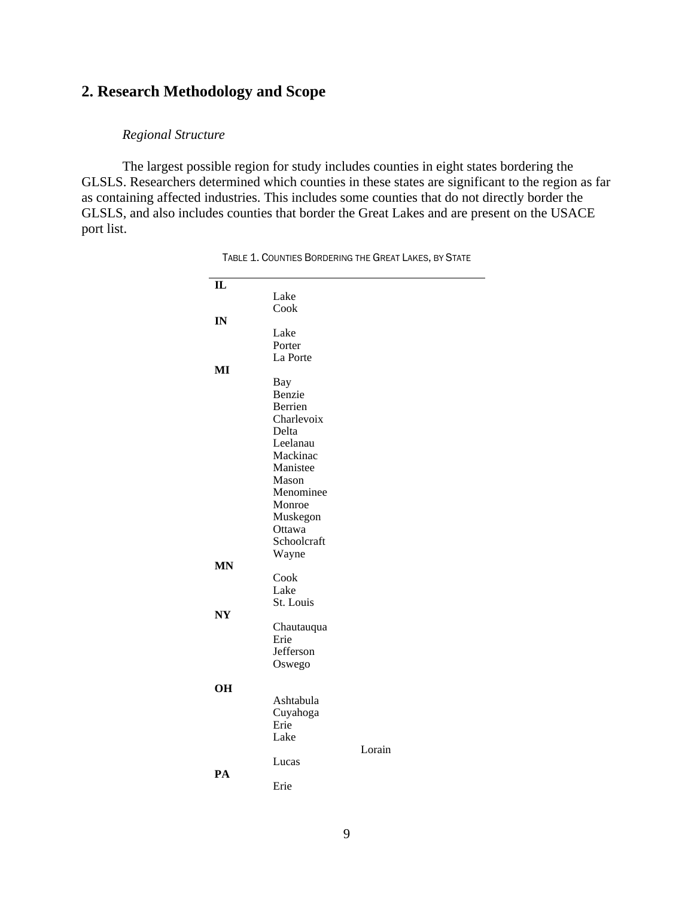## 2. Research Methodology and Scope

*Regional Structure*

The largest possible region for study includes counties in eight states bordering the GLSLS. Researchers determined which counties in these states are significant to the region as far as containing affected industries. This includes some counties that do not directly border the GLSLS, and also includes counties that border the Great Lakes and are present on the USACE port list.

TABLE 1. COUNTIES BORDERING THE GREAT LAKES, BY STATE

| State | County |
|---|---|
| **IL** | |
| | Lake |
| | Cook |
| **IN** | |
| | Lake |
| | Porter |
| | La Porte |
| **MI** | |
| | Bay |
| | Benzie |
| | Berrien |
| | Charlevoix |
| | Delta |
| | Leelanau |
| | Mackinac |
| | Manistee |
| | Mason |
| | Menominee |
| | Monroe |
| | Muskegon |
| | Ottawa |
| | Schoolcraft |
| | Wayne |
| **MN** | |
| | Cook |
| | Lake |
| | St. Louis |
| **NY** | |
| | Chautauqua |
| | Erie |
| | Jefferson |
| | Oswego |
| **OH** | |
| | Ashtabula |
| | Cuyahoga |
| | Erie |
| | Lake |
| | Lorain |
| | Lucas |
| **PA** | |
| | Erie |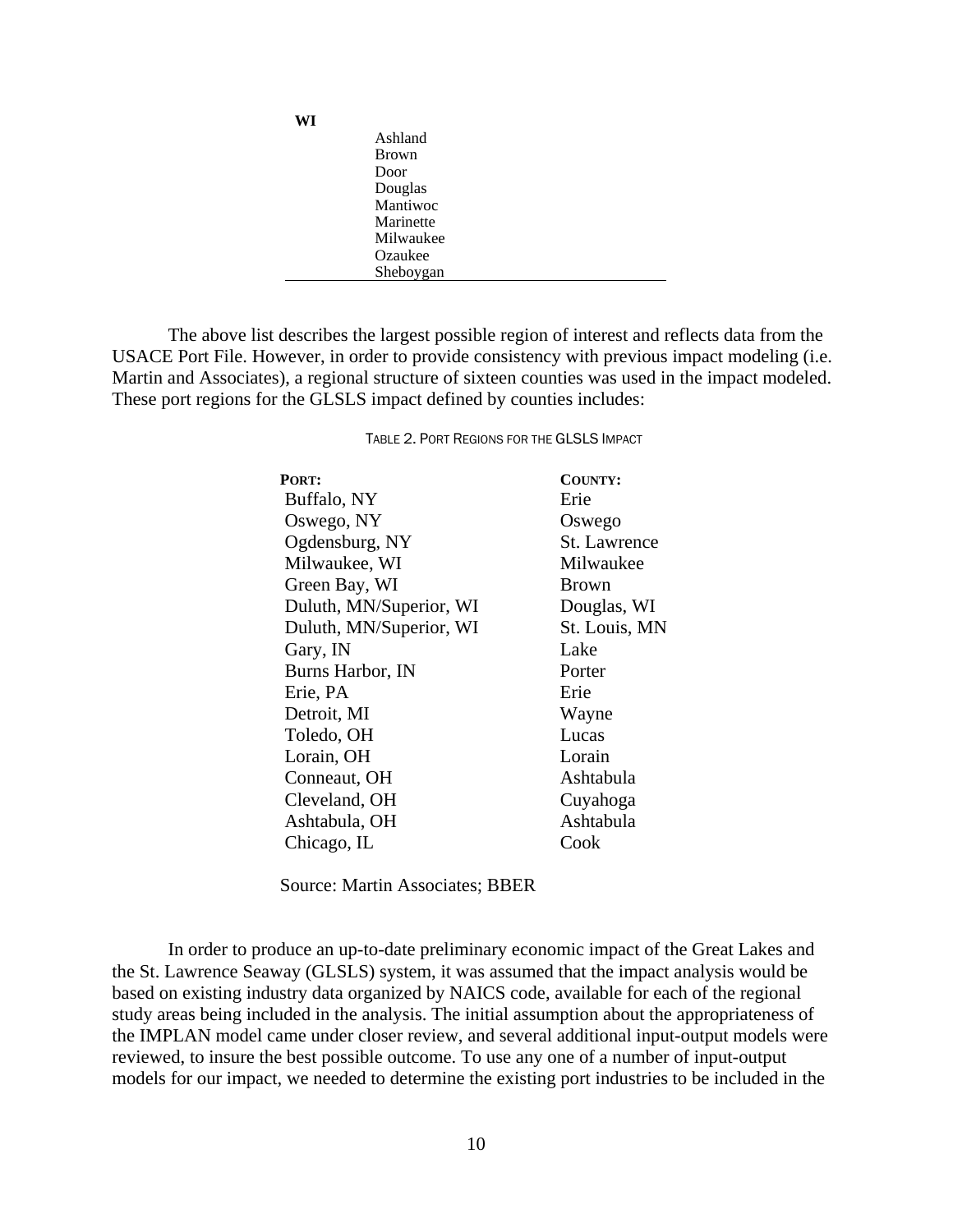| | |
|---|---|
| **WI** | |
| | Ashland |
| | Brown |
| | Door |
| | Douglas |
| | Mantiwoc |
| | Marinette |
| | Milwaukee |
| | Ozaukee |
| | Sheboygan |

The above list describes the largest possible region of interest and reflects data from the USACE Port File. However, in order to provide consistency with previous impact modeling (i.e. Martin and Associates), a regional structure of sixteen counties was used in the impact modeled. These port regions for the GLSLS impact defined by counties includes:

TABLE 2. PORT REGIONS FOR THE GLSLS IMPACT

| **PORT:** | **COUNTY:** |
|---|---|
| Buffalo, NY | Erie |
| Oswego, NY | Oswego |
| Ogdensburg, NY | St. Lawrence |
| Milwaukee, WI | Milwaukee |
| Green Bay, WI | Brown |
| Duluth, MN/Superior, WI | Douglas, WI |
| Duluth, MN/Superior, WI | St. Louis, MN |
| Gary, IN | Lake |
| Burns Harbor, IN | Porter |
| Erie, PA | Erie |
| Detroit, MI | Wayne |
| Toledo, OH | Lucas |
| Lorain, OH | Lorain |
| Conneaut, OH | Ashtabula |
| Cleveland, OH | Cuyahoga |
| Ashtabula, OH | Ashtabula |
| Chicago, IL | Cook |

Source: Martin Associates; BBER

In order to produce an up-to-date preliminary economic impact of the Great Lakes and the St. Lawrence Seaway (GLSLS) system, it was assumed that the impact analysis would be based on existing industry data organized by NAICS code, available for each of the regional study areas being included in the analysis. The initial assumption about the appropriateness of the IMPLAN model came under closer review, and several additional input-output models were reviewed, to insure the best possible outcome. To use any one of a number of input-output models for our impact, we needed to determine the existing port industries to be included in the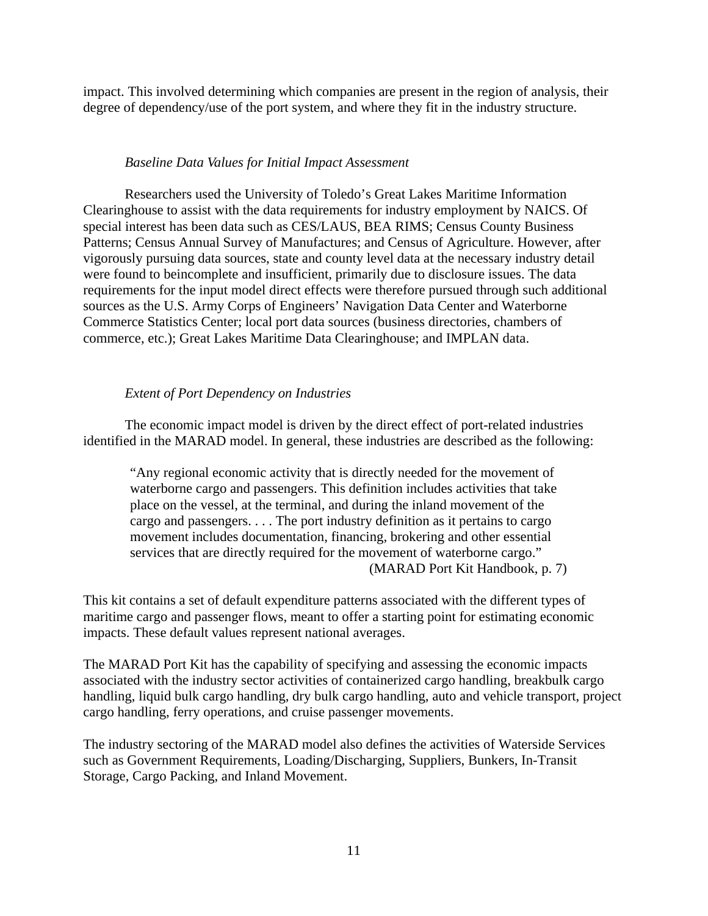impact. This involved determining which companies are present in the region of analysis, their degree of dependency/use of the port system, and where they fit in the industry structure.

*Baseline Data Values for Initial Impact Assessment*

Researchers used the University of Toledo's Great Lakes Maritime Information Clearinghouse to assist with the data requirements for industry employment by NAICS. Of special interest has been data such as CES/LAUS, BEA RIMS; Census County Business Patterns; Census Annual Survey of Manufactures; and Census of Agriculture. However, after vigorously pursuing data sources, state and county level data at the necessary industry detail were found to beincomplete and insufficient, primarily due to disclosure issues. The data requirements for the input model direct effects were therefore pursued through such additional sources as the U.S. Army Corps of Engineers' Navigation Data Center and Waterborne Commerce Statistics Center; local port data sources (business directories, chambers of commerce, etc.); Great Lakes Maritime Data Clearinghouse; and IMPLAN data.

*Extent of Port Dependency on Industries*

The economic impact model is driven by the direct effect of port-related industries identified in the MARAD model. In general, these industries are described as the following:

> "Any regional economic activity that is directly needed for the movement of waterborne cargo and passengers. This definition includes activities that take place on the vessel, at the terminal, and during the inland movement of the cargo and passengers. . . . The port industry definition as it pertains to cargo movement includes documentation, financing, brokering and other essential services that are directly required for the movement of waterborne cargo."
>
> (MARAD Port Kit Handbook, p. 7)

This kit contains a set of default expenditure patterns associated with the different types of maritime cargo and passenger flows, meant to offer a starting point for estimating economic impacts. These default values represent national averages.

The MARAD Port Kit has the capability of specifying and assessing the economic impacts associated with the industry sector activities of containerized cargo handling, breakbulk cargo handling, liquid bulk cargo handling, dry bulk cargo handling, auto and vehicle transport, project cargo handling, ferry operations, and cruise passenger movements.

The industry sectoring of the MARAD model also defines the activities of Waterside Services such as Government Requirements, Loading/Discharging, Suppliers, Bunkers, In-Transit Storage, Cargo Packing, and Inland Movement.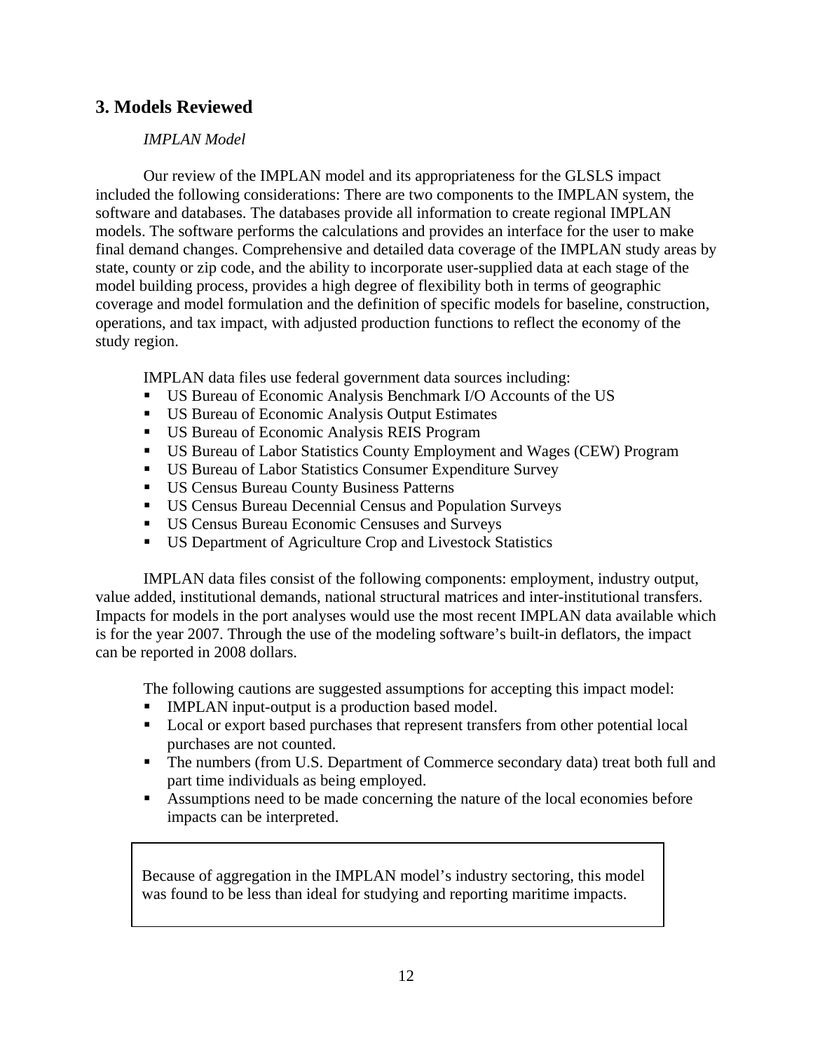## 3. Models Reviewed

*IMPLAN Model*

Our review of the IMPLAN model and its appropriateness for the GLSLS impact included the following considerations: There are two components to the IMPLAN system, the software and databases. The databases provide all information to create regional IMPLAN models. The software performs the calculations and provides an interface for the user to make final demand changes. Comprehensive and detailed data coverage of the IMPLAN study areas by state, county or zip code, and the ability to incorporate user-supplied data at each stage of the model building process, provides a high degree of flexibility both in terms of geographic coverage and model formulation and the definition of specific models for baseline, construction, operations, and tax impact, with adjusted production functions to reflect the economy of the study region.

IMPLAN data files use federal government data sources including:

- US Bureau of Economic Analysis Benchmark I/O Accounts of the US
- US Bureau of Economic Analysis Output Estimates
- US Bureau of Economic Analysis REIS Program
- US Bureau of Labor Statistics County Employment and Wages (CEW) Program
- US Bureau of Labor Statistics Consumer Expenditure Survey
- US Census Bureau County Business Patterns
- US Census Bureau Decennial Census and Population Surveys
- US Census Bureau Economic Censuses and Surveys
- US Department of Agriculture Crop and Livestock Statistics

IMPLAN data files consist of the following components: employment, industry output, value added, institutional demands, national structural matrices and inter-institutional transfers. Impacts for models in the port analyses would use the most recent IMPLAN data available which is for the year 2007. Through the use of the modeling software's built-in deflators, the impact can be reported in 2008 dollars.

The following cautions are suggested assumptions for accepting this impact model:

- IMPLAN input-output is a production based model.
- Local or export based purchases that represent transfers from other potential local purchases are not counted.
- The numbers (from U.S. Department of Commerce secondary data) treat both full and part time individuals as being employed.
- Assumptions need to be made concerning the nature of the local economies before impacts can be interpreted.

> Because of aggregation in the IMPLAN model's industry sectoring, this model was found to be less than ideal for studying and reporting maritime impacts.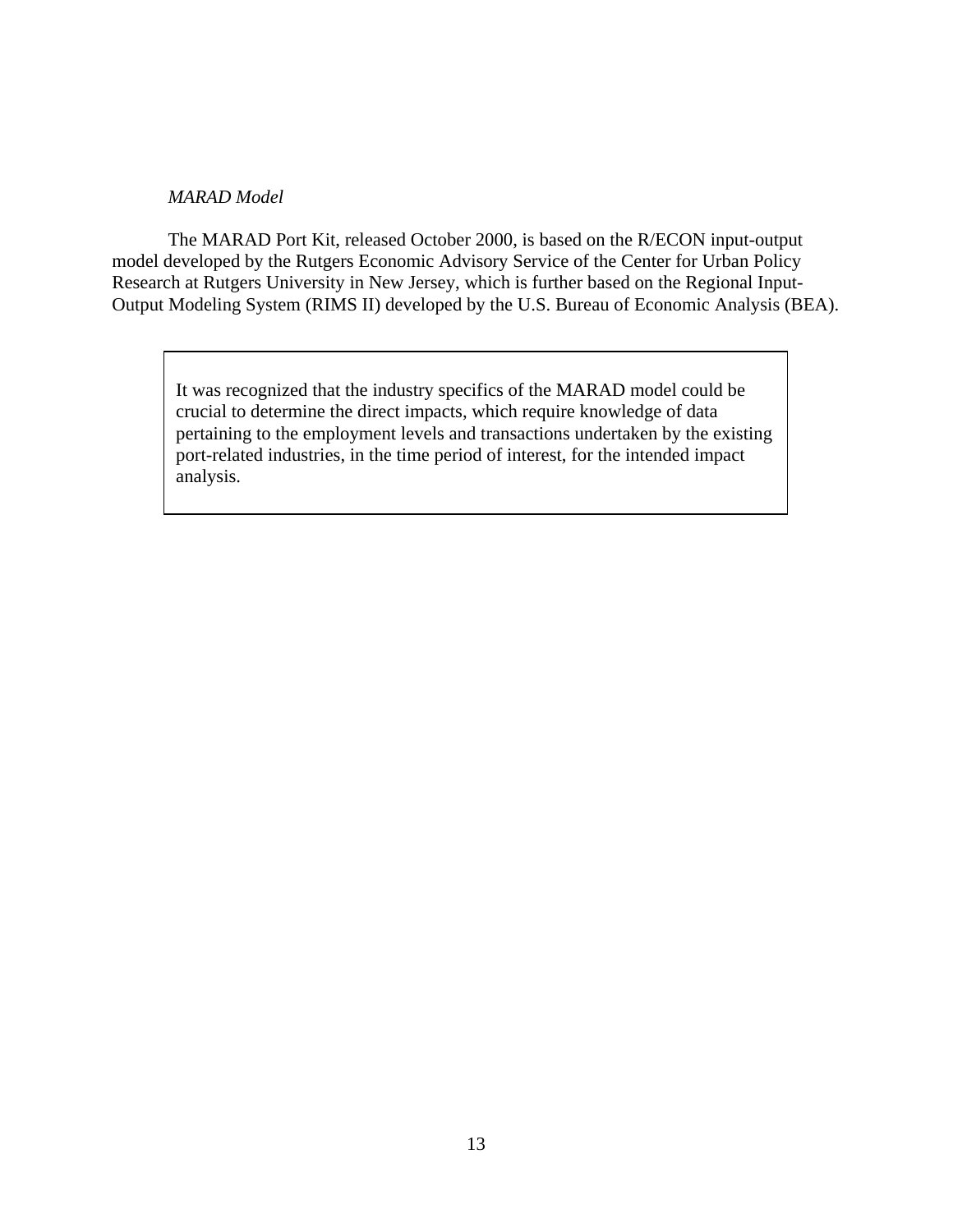*MARAD Model*

The MARAD Port Kit, released October 2000, is based on the R/ECON input-output model developed by the Rutgers Economic Advisory Service of the Center for Urban Policy Research at Rutgers University in New Jersey, which is further based on the Regional Input-Output Modeling System (RIMS II) developed by the U.S. Bureau of Economic Analysis (BEA).

> It was recognized that the industry specifics of the MARAD model could be crucial to determine the direct impacts, which require knowledge of data pertaining to the employment levels and transactions undertaken by the existing port-related industries, in the time period of interest, for the intended impact analysis.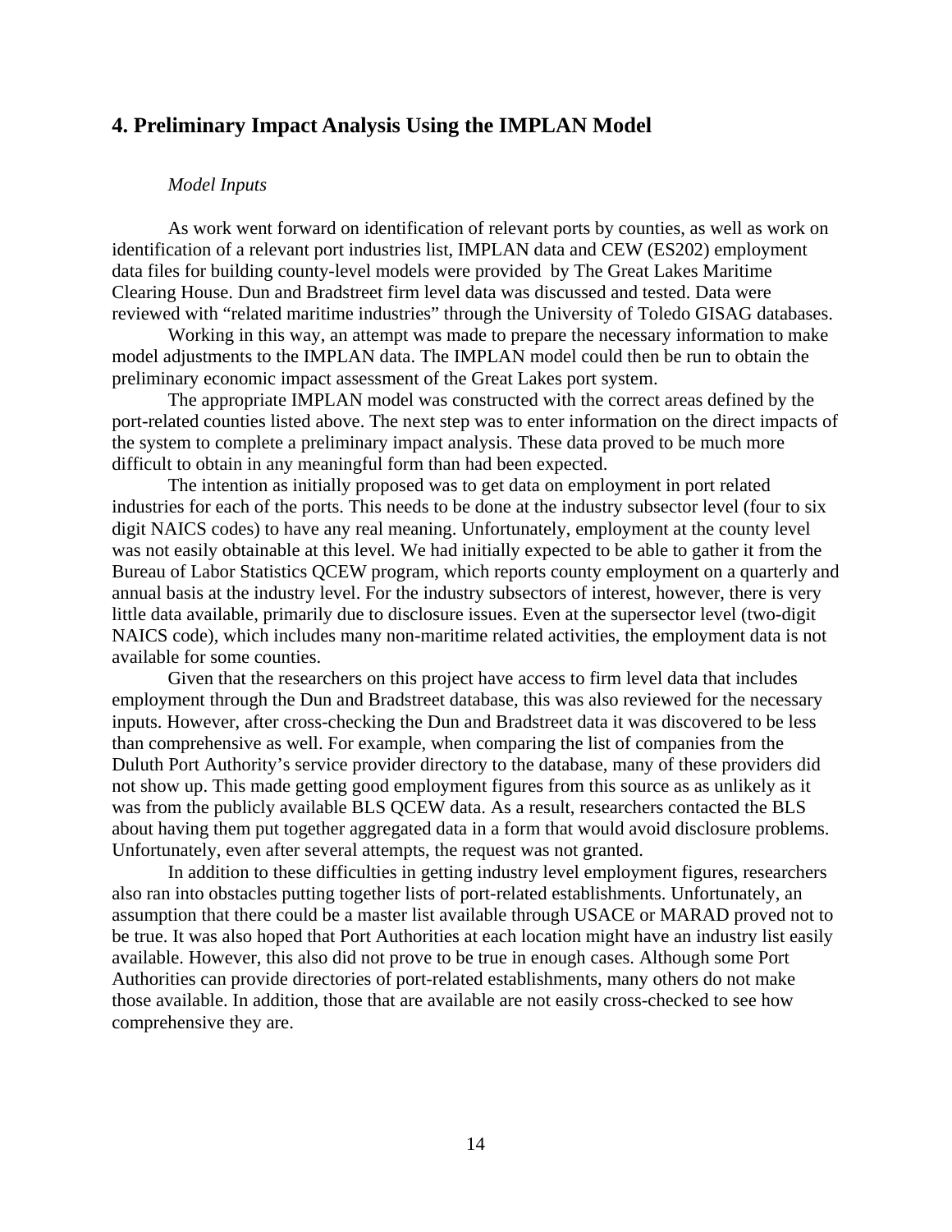## 4. Preliminary Impact Analysis Using the IMPLAN Model

*Model Inputs*

As work went forward on identification of relevant ports by counties, as well as work on identification of a relevant port industries list, IMPLAN data and CEW (ES202) employment data files for building county-level models were provided by The Great Lakes Maritime Clearing House. Dun and Bradstreet firm level data was discussed and tested. Data were reviewed with "related maritime industries" through the University of Toledo GISAG databases.

Working in this way, an attempt was made to prepare the necessary information to make model adjustments to the IMPLAN data. The IMPLAN model could then be run to obtain the preliminary economic impact assessment of the Great Lakes port system.

The appropriate IMPLAN model was constructed with the correct areas defined by the port-related counties listed above. The next step was to enter information on the direct impacts of the system to complete a preliminary impact analysis. These data proved to be much more difficult to obtain in any meaningful form than had been expected.

The intention as initially proposed was to get data on employment in port related industries for each of the ports. This needs to be done at the industry subsector level (four to six digit NAICS codes) to have any real meaning. Unfortunately, employment at the county level was not easily obtainable at this level. We had initially expected to be able to gather it from the Bureau of Labor Statistics QCEW program, which reports county employment on a quarterly and annual basis at the industry level. For the industry subsectors of interest, however, there is very little data available, primarily due to disclosure issues. Even at the supersector level (two-digit NAICS code), which includes many non-maritime related activities, the employment data is not available for some counties.

Given that the researchers on this project have access to firm level data that includes employment through the Dun and Bradstreet database, this was also reviewed for the necessary inputs. However, after cross-checking the Dun and Bradstreet data it was discovered to be less than comprehensive as well. For example, when comparing the list of companies from the Duluth Port Authority's service provider directory to the database, many of these providers did not show up. This made getting good employment figures from this source as as unlikely as it was from the publicly available BLS QCEW data. As a result, researchers contacted the BLS about having them put together aggregated data in a form that would avoid disclosure problems. Unfortunately, even after several attempts, the request was not granted.

In addition to these difficulties in getting industry level employment figures, researchers also ran into obstacles putting together lists of port-related establishments. Unfortunately, an assumption that there could be a master list available through USACE or MARAD proved not to be true. It was also hoped that Port Authorities at each location might have an industry list easily available. However, this also did not prove to be true in enough cases. Although some Port Authorities can provide directories of port-related establishments, many others do not make those available. In addition, those that are available are not easily cross-checked to see how comprehensive they are.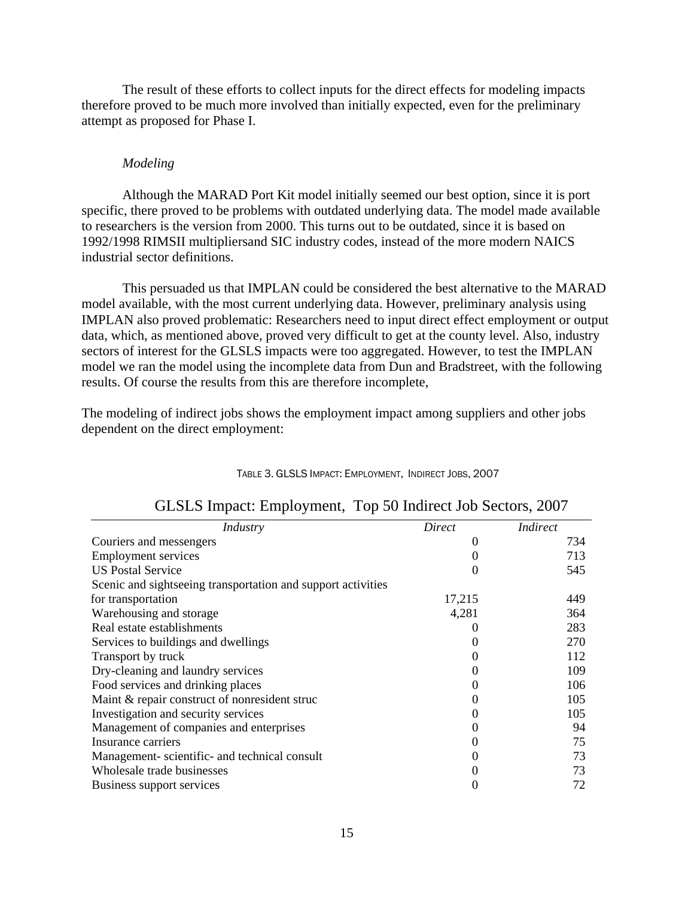The result of these efforts to collect inputs for the direct effects for modeling impacts therefore proved to be much more involved than initially expected, even for the preliminary attempt as proposed for Phase I.

*Modeling*

Although the MARAD Port Kit model initially seemed our best option, since it is port specific, there proved to be problems with outdated underlying data. The model made available to researchers is the version from 2000. This turns out to be outdated, since it is based on 1992/1998 RIMSII multipliersand SIC industry codes, instead of the more modern NAICS industrial sector definitions.

This persuaded us that IMPLAN could be considered the best alternative to the MARAD model available, with the most current underlying data. However, preliminary analysis using IMPLAN also proved problematic: Researchers need to input direct effect employment or output data, which, as mentioned above, proved very difficult to get at the county level. Also, industry sectors of interest for the GLSLS impacts were too aggregated. However, to test the IMPLAN model we ran the model using the incomplete data from Dun and Bradstreet, with the following results. Of course the results from this are therefore incomplete,

The modeling of indirect jobs shows the employment impact among suppliers and other jobs dependent on the direct employment:

TABLE 3. GLSLS IMPACT: EMPLOYMENT, INDIRECT JOBS, 2007

GLSLS Impact: Employment, Top 50 Indirect Job Sectors, 2007

| *Industry* | *Direct* | *Indirect* |
|---|---|---|
| Couriers and messengers | 0 | 734 |
| Employment services | 0 | 713 |
| US Postal Service | 0 | 545 |
| Scenic and sightseeing transportation and support activities for transportation | 17,215 | 449 |
| Warehousing and storage | 4,281 | 364 |
| Real estate establishments | 0 | 283 |
| Services to buildings and dwellings | 0 | 270 |
| Transport by truck | 0 | 112 |
| Dry-cleaning and laundry services | 0 | 109 |
| Food services and drinking places | 0 | 106 |
| Maint & repair construct of nonresident struc | 0 | 105 |
| Investigation and security services | 0 | 105 |
| Management of companies and enterprises | 0 | 94 |
| Insurance carriers | 0 | 75 |
| Management- scientific- and technical consult | 0 | 73 |
| Wholesale trade businesses | 0 | 73 |
| Business support services | 0 | 72 |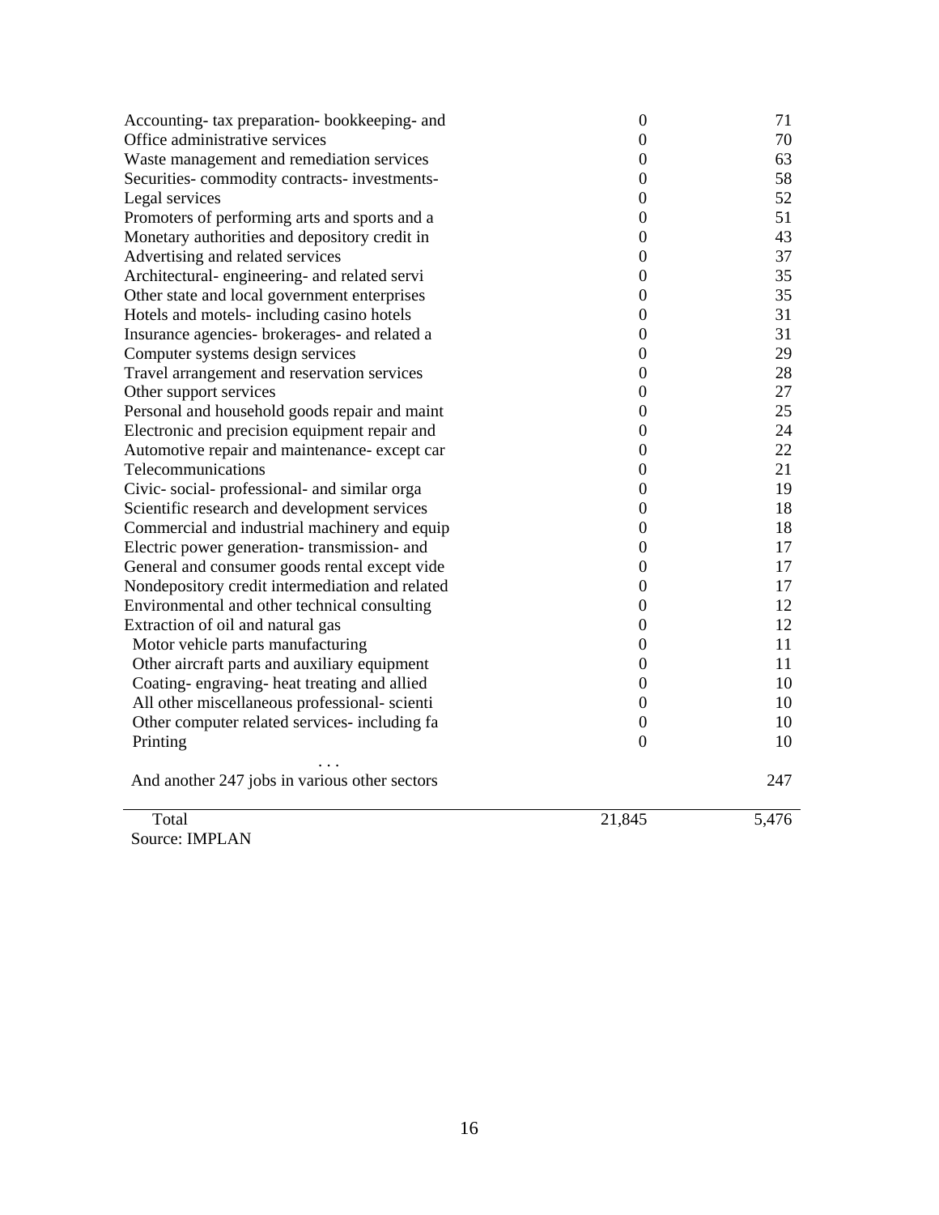| | | |
|---|---|---|
| Accounting- tax preparation- bookkeeping- and | 0 | 71 |
| Office administrative services | 0 | 70 |
| Waste management and remediation services | 0 | 63 |
| Securities- commodity contracts- investments- | 0 | 58 |
| Legal services | 0 | 52 |
| Promoters of performing arts and sports and a | 0 | 51 |
| Monetary authorities and depository credit in | 0 | 43 |
| Advertising and related services | 0 | 37 |
| Architectural- engineering- and related servi | 0 | 35 |
| Other state and local government enterprises | 0 | 35 |
| Hotels and motels- including casino hotels | 0 | 31 |
| Insurance agencies- brokerages- and related a | 0 | 31 |
| Computer systems design services | 0 | 29 |
| Travel arrangement and reservation services | 0 | 28 |
| Other support services | 0 | 27 |
| Personal and household goods repair and maint | 0 | 25 |
| Electronic and precision equipment repair and | 0 | 24 |
| Automotive repair and maintenance- except car | 0 | 22 |
| Telecommunications | 0 | 21 |
| Civic- social- professional- and similar orga | 0 | 19 |
| Scientific research and development services | 0 | 18 |
| Commercial and industrial machinery and equip | 0 | 18 |
| Electric power generation- transmission- and | 0 | 17 |
| General and consumer goods rental except vide | 0 | 17 |
| Nondepository credit intermediation and related | 0 | 17 |
| Environmental and other technical consulting | 0 | 12 |
| Extraction of oil and natural gas | 0 | 12 |
| Motor vehicle parts manufacturing | 0 | 11 |
| Other aircraft parts and auxiliary equipment | 0 | 11 |
| Coating- engraving- heat treating and allied | 0 | 10 |
| All other miscellaneous professional- scienti | 0 | 10 |
| Other computer related services- including fa | 0 | 10 |
| Printing | 0 | 10 |
| . . . | | |
| And another 247 jobs in various other sectors | | 247 |
| Total | 21,845 | 5,476 |

Source: IMPLAN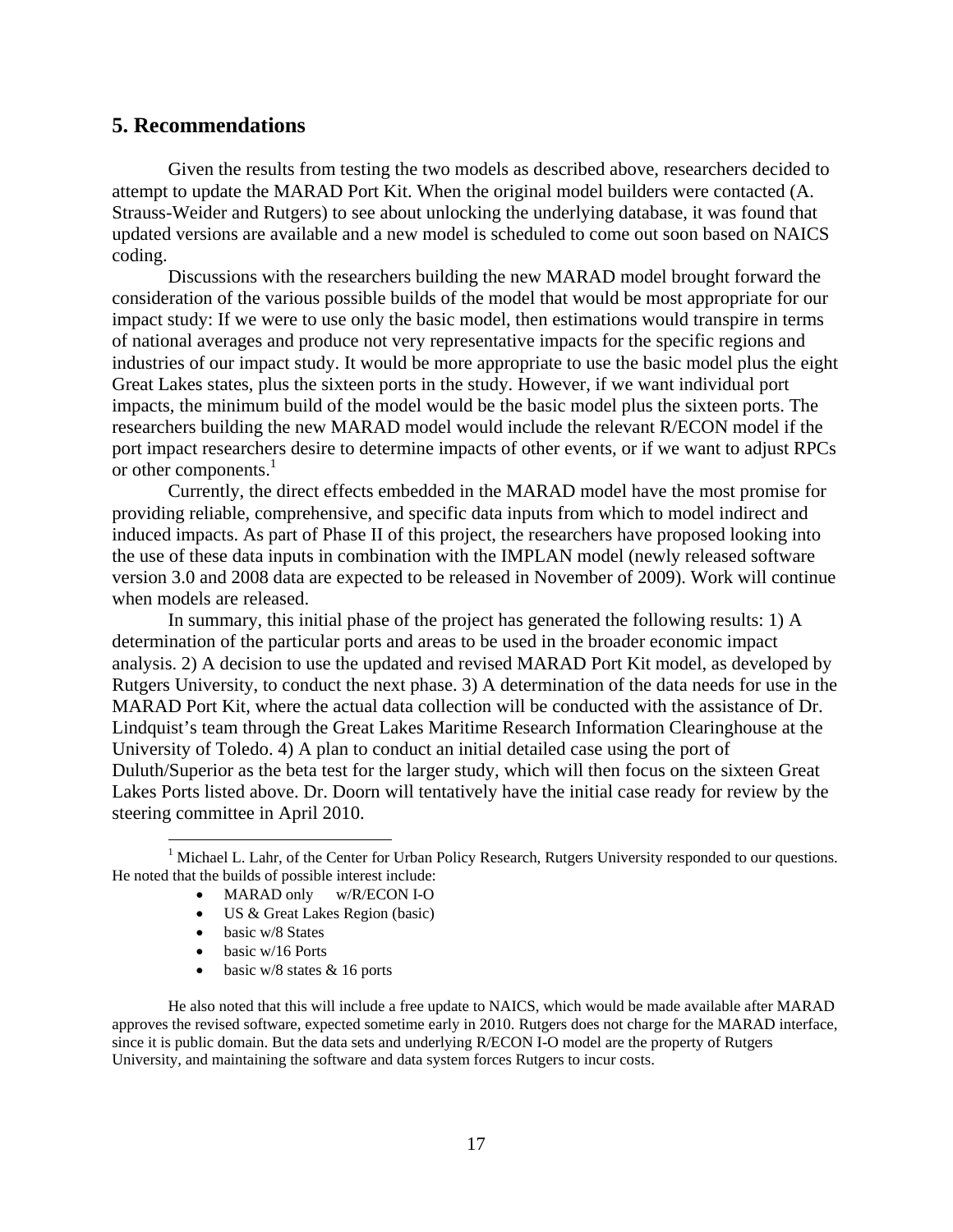## 5. Recommendations

Given the results from testing the two models as described above, researchers decided to attempt to update the MARAD Port Kit. When the original model builders were contacted (A. Strauss-Weider and Rutgers) to see about unlocking the underlying database, it was found that updated versions are available and a new model is scheduled to come out soon based on NAICS coding.

Discussions with the researchers building the new MARAD model brought forward the consideration of the various possible builds of the model that would be most appropriate for our impact study: If we were to use only the basic model, then estimations would transpire in terms of national averages and produce not very representative impacts for the specific regions and industries of our impact study. It would be more appropriate to use the basic model plus the eight Great Lakes states, plus the sixteen ports in the study. However, if we want individual port impacts, the minimum build of the model would be the basic model plus the sixteen ports. The researchers building the new MARAD model would include the relevant R/ECON model if the port impact researchers desire to determine impacts of other events, or if we want to adjust RPCs or other components.[1]

Currently, the direct effects embedded in the MARAD model have the most promise for providing reliable, comprehensive, and specific data inputs from which to model indirect and induced impacts. As part of Phase II of this project, the researchers have proposed looking into the use of these data inputs in combination with the IMPLAN model (newly released software version 3.0 and 2008 data are expected to be released in November of 2009). Work will continue when models are released.

In summary, this initial phase of the project has generated the following results: 1) A determination of the particular ports and areas to be used in the broader economic impact analysis. 2) A decision to use the updated and revised MARAD Port Kit model, as developed by Rutgers University, to conduct the next phase. 3) A determination of the data needs for use in the MARAD Port Kit, where the actual data collection will be conducted with the assistance of Dr. Lindquist's team through the Great Lakes Maritime Research Information Clearinghouse at the University of Toledo. 4) A plan to conduct an initial detailed case using the port of Duluth/Superior as the beta test for the larger study, which will then focus on the sixteen Great Lakes Ports listed above. Dr. Doorn will tentatively have the initial case ready for review by the steering committee in April 2010.

---

[1] Michael L. Lahr, of the Center for Urban Policy Research, Rutgers University responded to our questions. He noted that the builds of possible interest include:

- MARAD only w/R/ECON I-O
- US & Great Lakes Region (basic)
- basic w/8 States
- basic w/16 Ports
- basic w/8 states & 16 ports

He also noted that this will include a free update to NAICS, which would be made available after MARAD approves the revised software, expected sometime early in 2010. Rutgers does not charge for the MARAD interface, since it is public domain. But the data sets and underlying R/ECON I-O model are the property of Rutgers University, and maintaining the software and data system forces Rutgers to incur costs.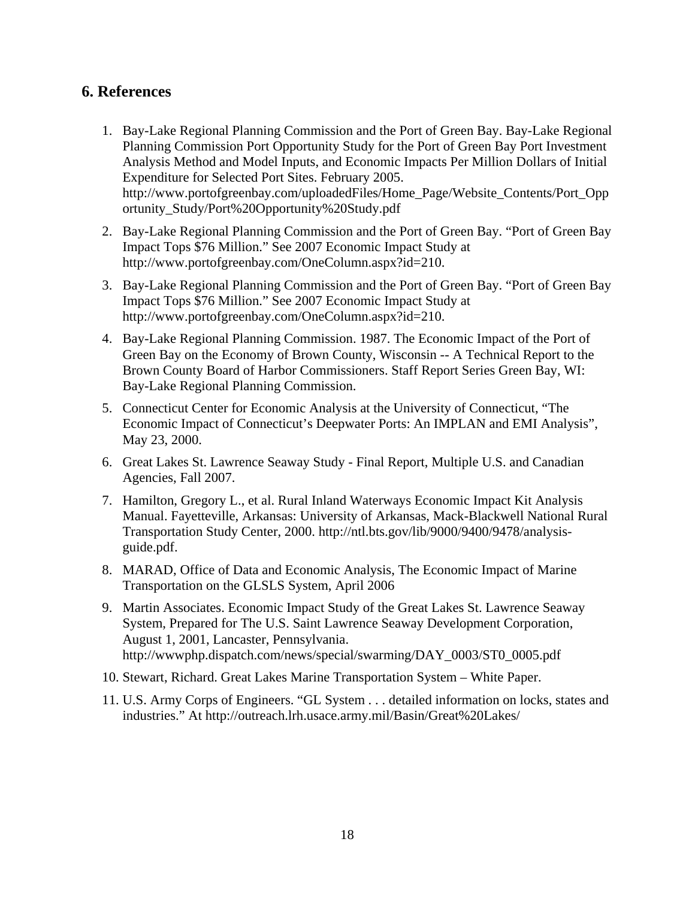## 6. References

1. Bay-Lake Regional Planning Commission and the Port of Green Bay. Bay-Lake Regional Planning Commission Port Opportunity Study for the Port of Green Bay Port Investment Analysis Method and Model Inputs, and Economic Impacts Per Million Dollars of Initial Expenditure for Selected Port Sites. February 2005. http://www.portofgreenbay.com/uploadedFiles/Home_Page/Website_Contents/Port_Opportunity_Study/Port%20Opportunity%20Study.pdf
2. Bay-Lake Regional Planning Commission and the Port of Green Bay. "Port of Green Bay Impact Tops $76 Million." See 2007 Economic Impact Study at http://www.portofgreenbay.com/OneColumn.aspx?id=210.
3. Bay-Lake Regional Planning Commission and the Port of Green Bay. "Port of Green Bay Impact Tops $76 Million." See 2007 Economic Impact Study at http://www.portofgreenbay.com/OneColumn.aspx?id=210.
4. Bay-Lake Regional Planning Commission. 1987. The Economic Impact of the Port of Green Bay on the Economy of Brown County, Wisconsin -- A Technical Report to the Brown County Board of Harbor Commissioners. Staff Report Series Green Bay, WI: Bay-Lake Regional Planning Commission.
5. Connecticut Center for Economic Analysis at the University of Connecticut, "The Economic Impact of Connecticut's Deepwater Ports: An IMPLAN and EMI Analysis", May 23, 2000.
6. Great Lakes St. Lawrence Seaway Study - Final Report, Multiple U.S. and Canadian Agencies, Fall 2007.
7. Hamilton, Gregory L., et al. Rural Inland Waterways Economic Impact Kit Analysis Manual. Fayetteville, Arkansas: University of Arkansas, Mack-Blackwell National Rural Transportation Study Center, 2000. http://ntl.bts.gov/lib/9000/9400/9478/analysis-guide.pdf.
8. MARAD, Office of Data and Economic Analysis, The Economic Impact of Marine Transportation on the GLSLS System, April 2006
9. Martin Associates. Economic Impact Study of the Great Lakes St. Lawrence Seaway System, Prepared for The U.S. Saint Lawrence Seaway Development Corporation, August 1, 2001, Lancaster, Pennsylvania. http://wwwphp.dispatch.com/news/special/swarming/DAY_0003/ST0_0005.pdf
10. Stewart, Richard. Great Lakes Marine Transportation System – White Paper.
11. U.S. Army Corps of Engineers. "GL System . . . detailed information on locks, states and industries." At http://outreach.lrh.usace.army.mil/Basin/Great%20Lakes/